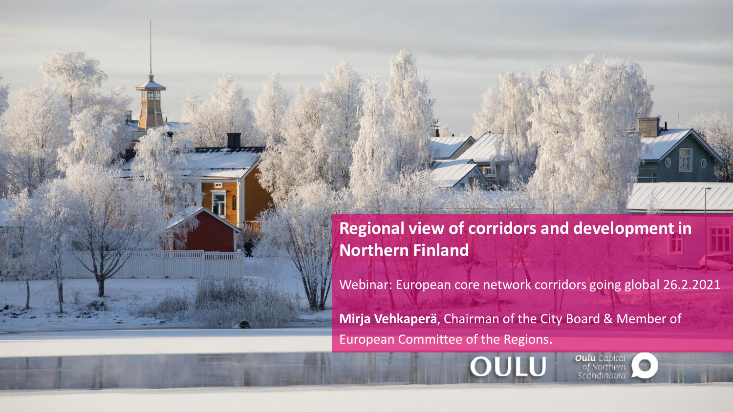# Regional view of corridors and development in Northern Finland

Webinar: European core network corridors going global 26.2.2021

**Mirja Vehkaperä**, Chairman of the City Board & Member of European Committee of the Regions.

OULU

Oulu Capital of Northern Scandinavia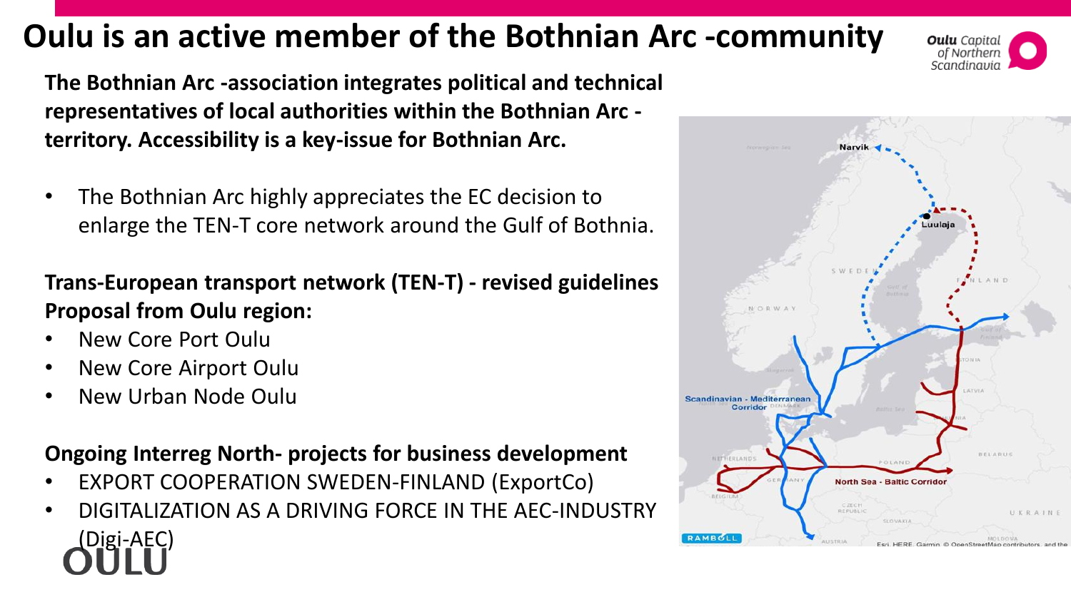# Oulu is an active member of the Bothnian Arc -community

**The Bothnian Arc -association integrates political and technical representatives of local authorities within the Bothnian Arc -territory. Accessibility is a key-issue for Bothnian Arc.**

- The Bothnian Arc highly appreciates the EC decision to enlarge the TEN-T core network around the Gulf of Bothnia.

**Trans-European transport network (TEN-T) - revised guidelines Proposal from Oulu region:**

- New Core Port Oulu
- New Core Airport Oulu
- New Urban Node Oulu

**Ongoing Interreg North- projects for business development**

- EXPORT COOPERATION SWEDEN-FINLAND (ExportCo)
- DIGITALIZATION AS A DRIVING FORCE IN THE AEC-INDUSTRY (Digi-AEC)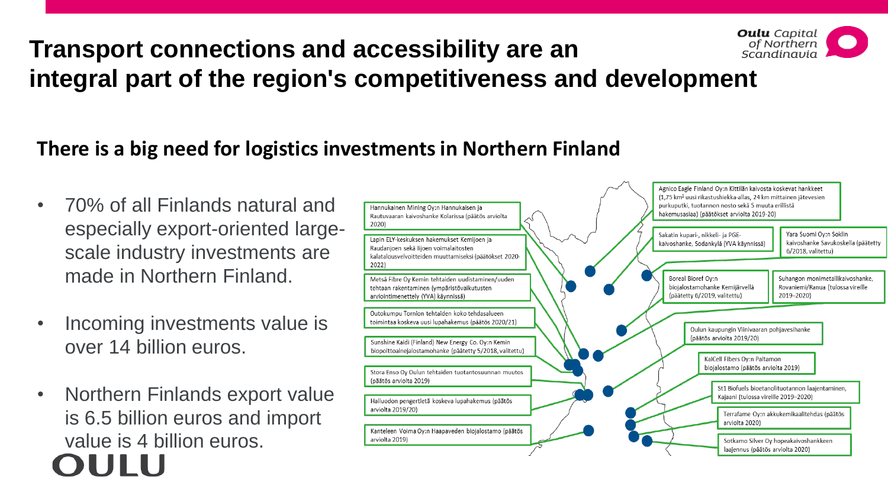# Transport connections and accessibility are an integral part of the region's competitiveness and development

## There is a big need for logistics investments in Northern Finland

- 70% of all Finlands natural and especially export-oriented large-scale industry investments are made in Northern Finland.
- Incoming investments value is over 14 billion euros.
- Northern Finlands export value is 6.5 billion euros and import value is 4 billion euros.

Hannukainen Mining Oy:n Hannukaisen ja Rautuvaaran kaivoshanke Kolarissa (päätös arviolta 2020)

Lapin ELY-keskuksen hakemukset Kemijoen ja Raudanjoen sekä Iijoen voimalaitosten kalatalousvelvoitteiden muuttamiseksi (päätökset 2020-2022)

Metsä Fibre Oy Kemin tehtaiden uudistaminen/uuden tehtaan rakentaminen (ympäristövaikutusten arviointimenettely (YVA) käynnissä)

Outokumpu Tornion tehtaiden koko tehdasalueen toimintaa koskeva uusi lupahakemus (päätös 2020/21)

Sunshine Kaidi (Finland) New Energy Co. Oy:n Kemin biopolttoainejalostamohanke (päätetty 5/2018, valitettu)

Stora Enso Oy Oulun tehtaiden tuotantosuunnan muutos (päätös arviolta 2019)

Halluodon pengertietä koskeva lupahakemus (päätös arviolta 2019/20)

Kanteleen Voima Oy:n Haapaveden biojalostamo (päätös arviolta 2019)

Agnico Eagle Finland Oy:n Kittilän kaivosta koskevat hankkeet (1,75 km² uusi rikastushiekka-allas, 24 km mittainen jätevesien purkuputki, tuotannon nosto sekä 5 muuta erillistä hakemusasiaa) (päätökset arviolta 2019-20)

Sakatin kupari-, nikkeli- ja PGE-kaivoshanke, Sodankylä (YVA käynnissä)

Yara Suomi Oy:n Soklin kaivoshanke Savukoskella (päätetty 6/2018, valitettu)

Boreal Bioref Oy:n biojalostamohanke Kemijärvellä (päätetty 6/2019, valitettu)

Suhangon monimetallikaivoshanke, Rovaniemi/Ranua (tulossa vireille 2019–2020)

Oulun kaupungin Viinivaaran pohjavesihanke (päätös arviolta 2019/20)

KaiCell Fibers Oy:n Paltamon biojalostamo (päätös arviolta 2019)

St1 Biofuels bioetanolituotannon laajentaminen, Kajaani (tulossa vireille 2019–2020)

Terrafame Oy:n akkukemikaalitehdas (päätös arviolta 2020)

Sotkamo Silver Oy hopeakaivoshankkeen laajennus (päätös arviolta 2020)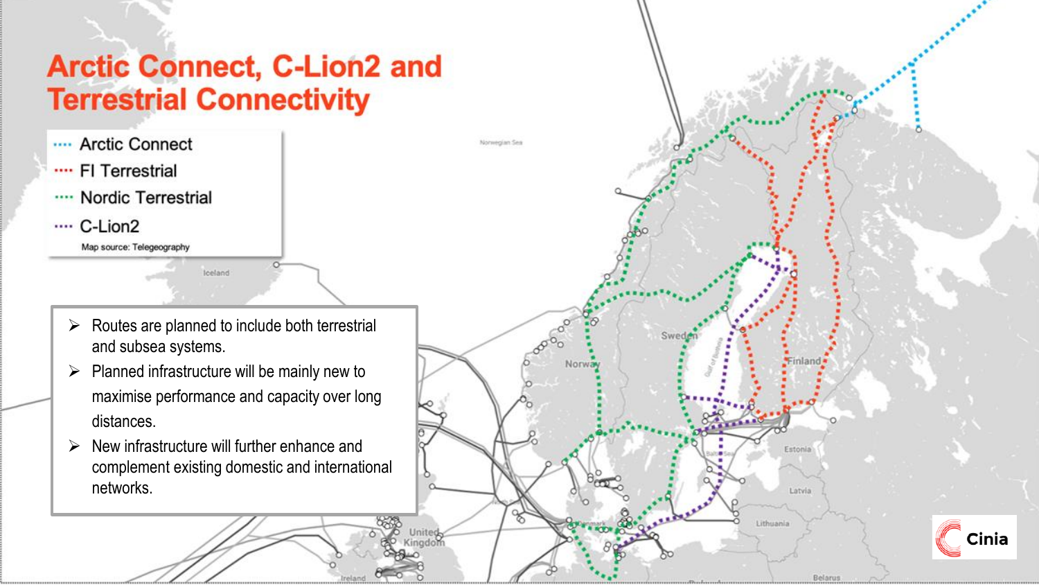# Arctic Connect, C-Lion2 and Terrestrial Connectivity

- Arctic Connect
- FI Terrestrial
- Nordic Terrestrial
- C-Lion2

Map source: Telegeography

- Routes are planned to include both terrestrial and subsea systems.
- Planned infrastructure will be mainly new to maximise performance and capacity over long distances.
- New infrastructure will further enhance and complement existing domestic and international networks.

Norwegian Sea
Iceland
Sweden
Norway
Finland
Estonia
Latvia
Lithuania
Belarus
Denmark
United Kingdom
Ireland
Gulf of Bothnia
Baltic Sea

Cinia